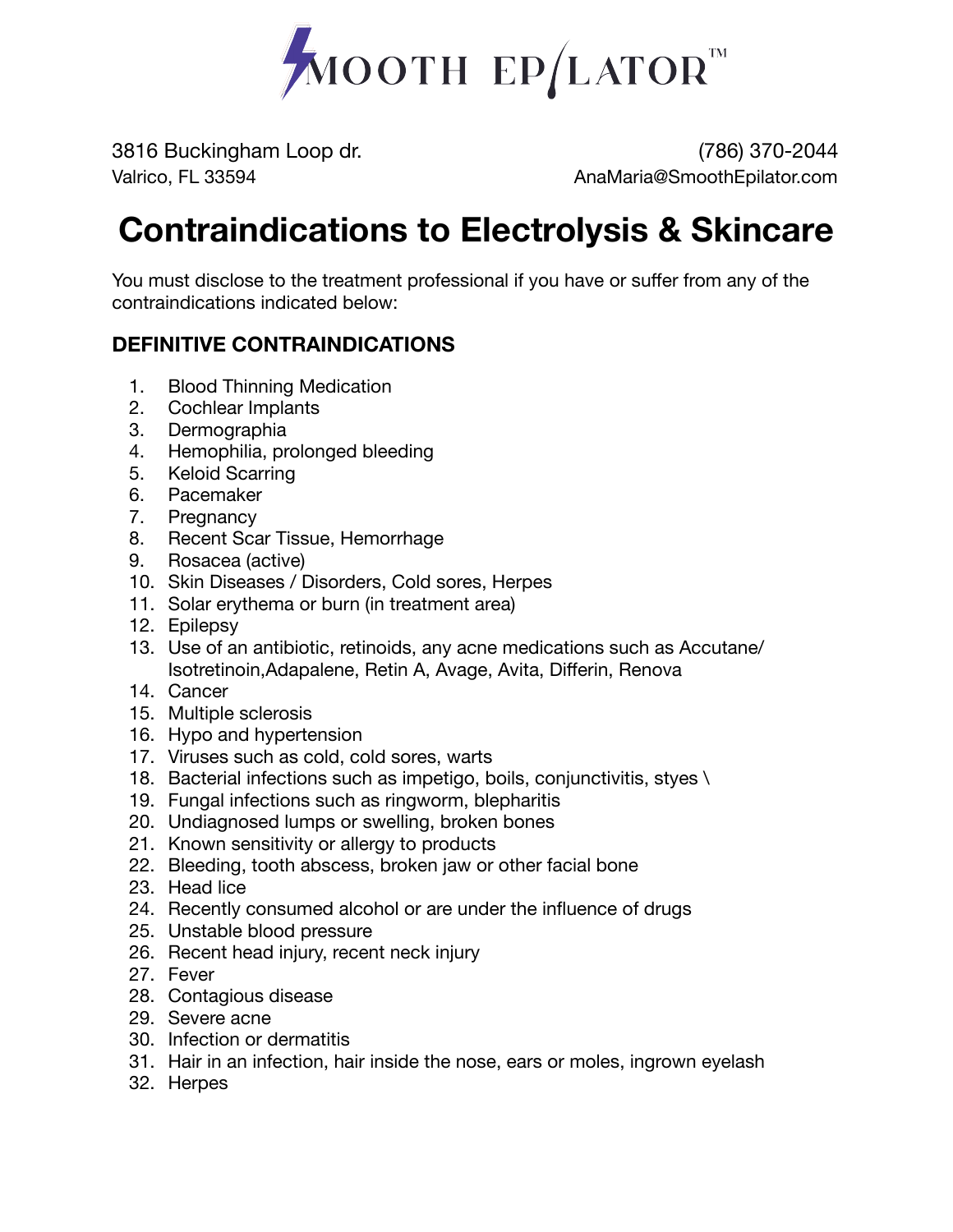SMOOTH EP/LATOR™

3816 Buckingham Loop dr.
Valrico, FL 33594

(786) 370-2044
AnaMaria@SmoothEpilator.com

# Contraindications to Electrolysis & Skincare

You must disclose to the treatment professional if you have or suffer from any of the contraindications indicated below:

## DEFINITIVE CONTRAINDICATIONS

1. Blood Thinning Medication
2. Cochlear Implants
3. Dermographia
4. Hemophilia, prolonged bleeding
5. Keloid Scarring
6. Pacemaker
7. Pregnancy
8. Recent Scar Tissue, Hemorrhage
9. Rosacea (active)
10. Skin Diseases / Disorders, Cold sores, Herpes
11. Solar erythema or burn (in treatment area)
12. Epilepsy
13. Use of an antibiotic, retinoids, any acne medications such as Accutane/ Isotretinoin,Adapalene, Retin A, Avage, Avita, Differin, Renova
14. Cancer
15. Multiple sclerosis
16. Hypo and hypertension
17. Viruses such as cold, cold sores, warts
18. Bacterial infections such as impetigo, boils, conjunctivitis, styes \
19. Fungal infections such as ringworm, blepharitis
20. Undiagnosed lumps or swelling, broken bones
21. Known sensitivity or allergy to products
22. Bleeding, tooth abscess, broken jaw or other facial bone
23. Head lice
24. Recently consumed alcohol or are under the influence of drugs
25. Unstable blood pressure
26. Recent head injury, recent neck injury
27. Fever
28. Contagious disease
29. Severe acne
30. Infection or dermatitis
31. Hair in an infection, hair inside the nose, ears or moles, ingrown eyelash
32. Herpes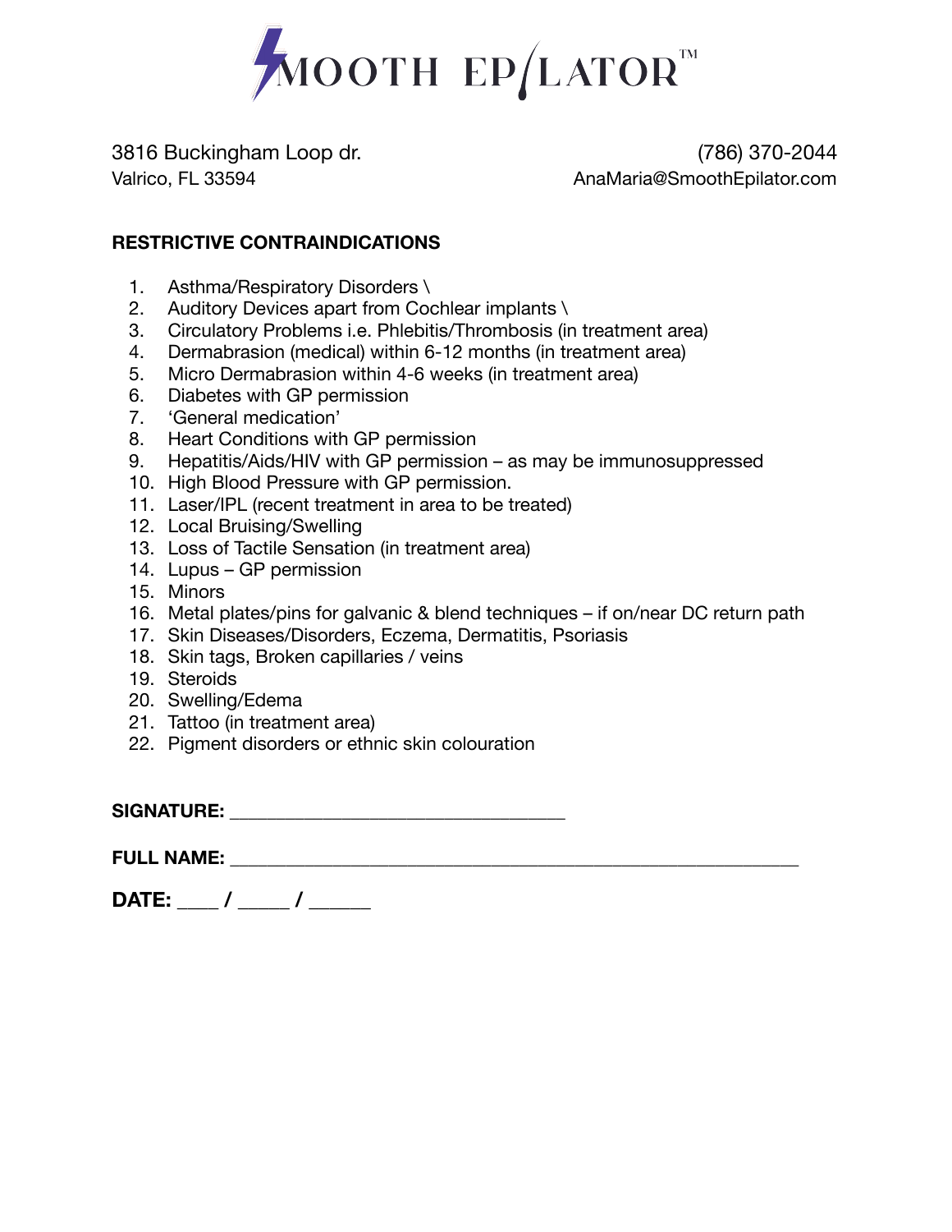# SMOOTH EPILATOR™

3816 Buckingham Loop dr.
Valrico, FL 33594

(786) 370-2044
AnaMaria@SmoothEpilator.com

**RESTRICTIVE CONTRAINDICATIONS**

1. Asthma/Respiratory Disorders \
2. Auditory Devices apart from Cochlear implants \
3. Circulatory Problems i.e. Phlebitis/Thrombosis (in treatment area)
4. Dermabrasion (medical) within 6-12 months (in treatment area)
5. Micro Dermabrasion within 4-6 weeks (in treatment area)
6. Diabetes with GP permission
7. 'General medication'
8. Heart Conditions with GP permission
9. Hepatitis/Aids/HIV with GP permission – as may be immunosuppressed
10. High Blood Pressure with GP permission.
11. Laser/IPL (recent treatment in area to be treated)
12. Local Bruising/Swelling
13. Loss of Tactile Sensation (in treatment area)
14. Lupus – GP permission
15. Minors
16. Metal plates/pins for galvanic & blend techniques – if on/near DC return path
17. Skin Diseases/Disorders, Eczema, Dermatitis, Psoriasis
18. Skin tags, Broken capillaries / veins
19. Steroids
20. Swelling/Edema
21. Tattoo (in treatment area)
22. Pigment disorders or ethnic skin colouration

**SIGNATURE:** ________________________________

**FULL NAME:** ______________________________________________________

**DATE:** ____ / _____ / ______